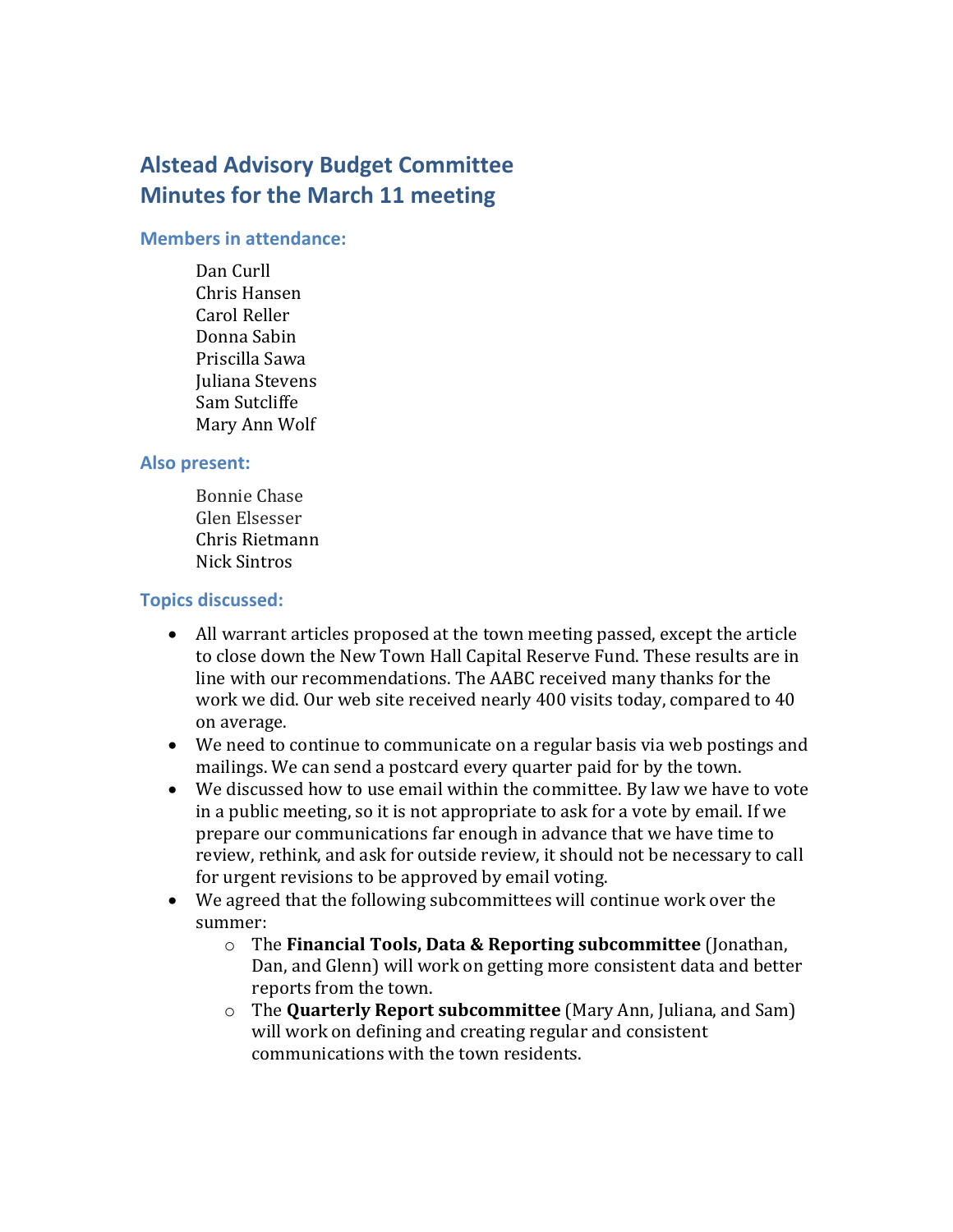# Alstead Advisory Budget Committee
# Minutes for the March 11 meeting

### Members in attendance:

Dan Curll  
Chris Hansen  
Carol Reller  
Donna Sabin  
Priscilla Sawa  
Juliana Stevens  
Sam Sutcliffe  
Mary Ann Wolf

### Also present:

Bonnie Chase  
Glen Elsesser  
Chris Rietmann  
Nick Sintros

### Topics discussed:

- All warrant articles proposed at the town meeting passed, except the article to close down the New Town Hall Capital Reserve Fund. These results are in line with our recommendations. The AABC received many thanks for the work we did. Our web site received nearly 400 visits today, compared to 40 on average.
- We need to continue to communicate on a regular basis via web postings and mailings. We can send a postcard every quarter paid for by the town.
- We discussed how to use email within the committee. By law we have to vote in a public meeting, so it is not appropriate to ask for a vote by email. If we prepare our communications far enough in advance that we have time to review, rethink, and ask for outside review, it should not be necessary to call for urgent revisions to be approved by email voting.
- We agreed that the following subcommittees will continue work over the summer:
  - The **Financial Tools, Data & Reporting subcommittee** (Jonathan, Dan, and Glenn) will work on getting more consistent data and better reports from the town.
  - The **Quarterly Report subcommittee** (Mary Ann, Juliana, and Sam) will work on defining and creating regular and consistent communications with the town residents.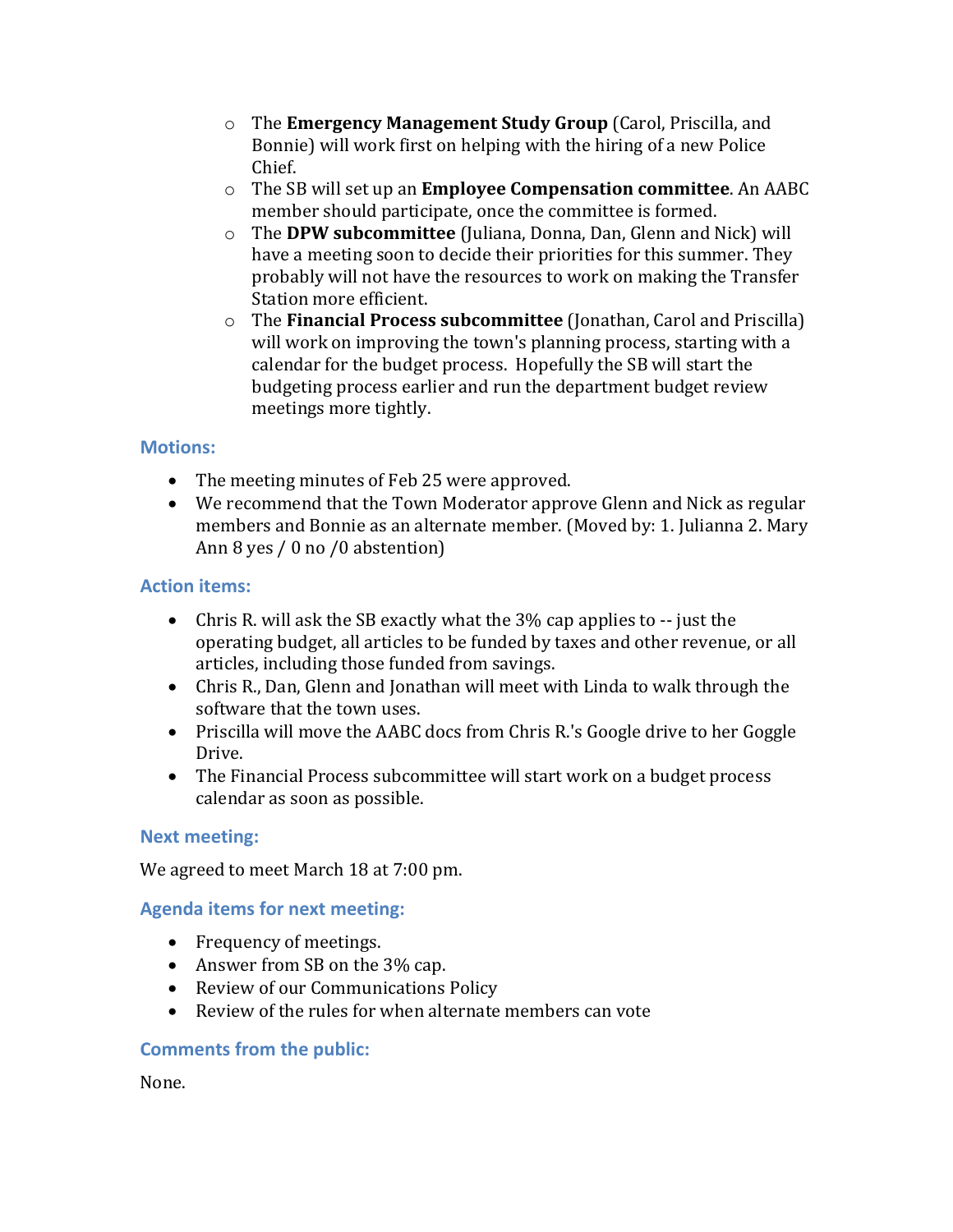- The **Emergency Management Study Group** (Carol, Priscilla, and Bonnie) will work first on helping with the hiring of a new Police Chief.
- The SB will set up an **Employee Compensation committee**. An AABC member should participate, once the committee is formed.
- The **DPW subcommittee** (Juliana, Donna, Dan, Glenn and Nick) will have a meeting soon to decide their priorities for this summer. They probably will not have the resources to work on making the Transfer Station more efficient.
- The **Financial Process subcommittee** (Jonathan, Carol and Priscilla) will work on improving the town's planning process, starting with a calendar for the budget process. Hopefully the SB will start the budgeting process earlier and run the department budget review meetings more tightly.

### Motions:

- The meeting minutes of Feb 25 were approved.
- We recommend that the Town Moderator approve Glenn and Nick as regular members and Bonnie as an alternate member. (Moved by: 1. Julianna 2. Mary Ann 8 yes / 0 no /0 abstention)

### Action items:

- Chris R. will ask the SB exactly what the 3% cap applies to -- just the operating budget, all articles to be funded by taxes and other revenue, or all articles, including those funded from savings.
- Chris R., Dan, Glenn and Jonathan will meet with Linda to walk through the software that the town uses.
- Priscilla will move the AABC docs from Chris R.'s Google drive to her Goggle Drive.
- The Financial Process subcommittee will start work on a budget process calendar as soon as possible.

### Next meeting:

We agreed to meet March 18 at 7:00 pm.

### Agenda items for next meeting:

- Frequency of meetings.
- Answer from SB on the 3% cap.
- Review of our Communications Policy
- Review of the rules for when alternate members can vote

### Comments from the public:

None.